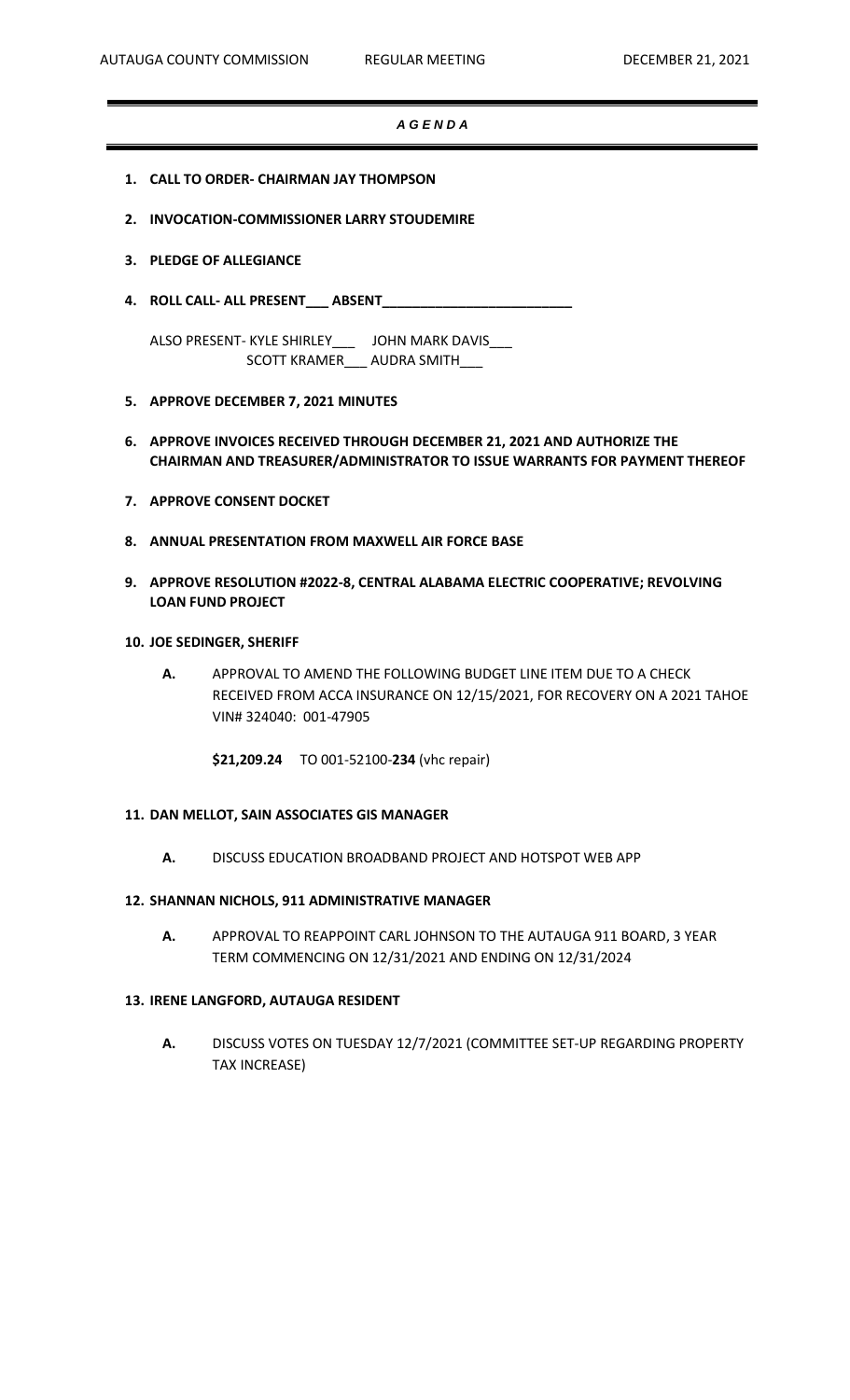AUTAUGA COUNTY COMMISSION REGULAR MEETING DECEMBER 21, 2021

# *A G E N D A*

1. **CALL TO ORDER- CHAIRMAN JAY THOMPSON**

2. **INVOCATION-COMMISSIONER LARRY STOUDEMIRE**

3. **PLEDGE OF ALLEGIANCE**

4. **ROLL CALL- ALL PRESENT___ ABSENT_________________________**

   ALSO PRESENT- KYLE SHIRLEY___ JOHN MARK DAVIS___
   SCOTT KRAMER___ AUDRA SMITH___

5. **APPROVE DECEMBER 7, 2021 MINUTES**

6. **APPROVE INVOICES RECEIVED THROUGH DECEMBER 21, 2021 AND AUTHORIZE THE CHAIRMAN AND TREASURER/ADMINISTRATOR TO ISSUE WARRANTS FOR PAYMENT THEREOF**

7. **APPROVE CONSENT DOCKET**

8. **ANNUAL PRESENTATION FROM MAXWELL AIR FORCE BASE**

9. **APPROVE RESOLUTION #2022-8, CENTRAL ALABAMA ELECTRIC COOPERATIVE; REVOLVING LOAN FUND PROJECT**

10. **JOE SEDINGER, SHERIFF**

    **A.** APPROVAL TO AMEND THE FOLLOWING BUDGET LINE ITEM DUE TO A CHECK RECEIVED FROM ACCA INSURANCE ON 12/15/2021, FOR RECOVERY ON A 2021 TAHOE VIN# 324040: 001-47905

    **$21,209.24** TO 001-52100-**234** (vhc repair)

11. **DAN MELLOT, SAIN ASSOCIATES GIS MANAGER**

    **A.** DISCUSS EDUCATION BROADBAND PROJECT AND HOTSPOT WEB APP

12. **SHANNAN NICHOLS, 911 ADMINISTRATIVE MANAGER**

    **A.** APPROVAL TO REAPPOINT CARL JOHNSON TO THE AUTAUGA 911 BOARD, 3 YEAR TERM COMMENCING ON 12/31/2021 AND ENDING ON 12/31/2024

13. **IRENE LANGFORD, AUTAUGA RESIDENT**

    **A.** DISCUSS VOTES ON TUESDAY 12/7/2021 (COMMITTEE SET-UP REGARDING PROPERTY TAX INCREASE)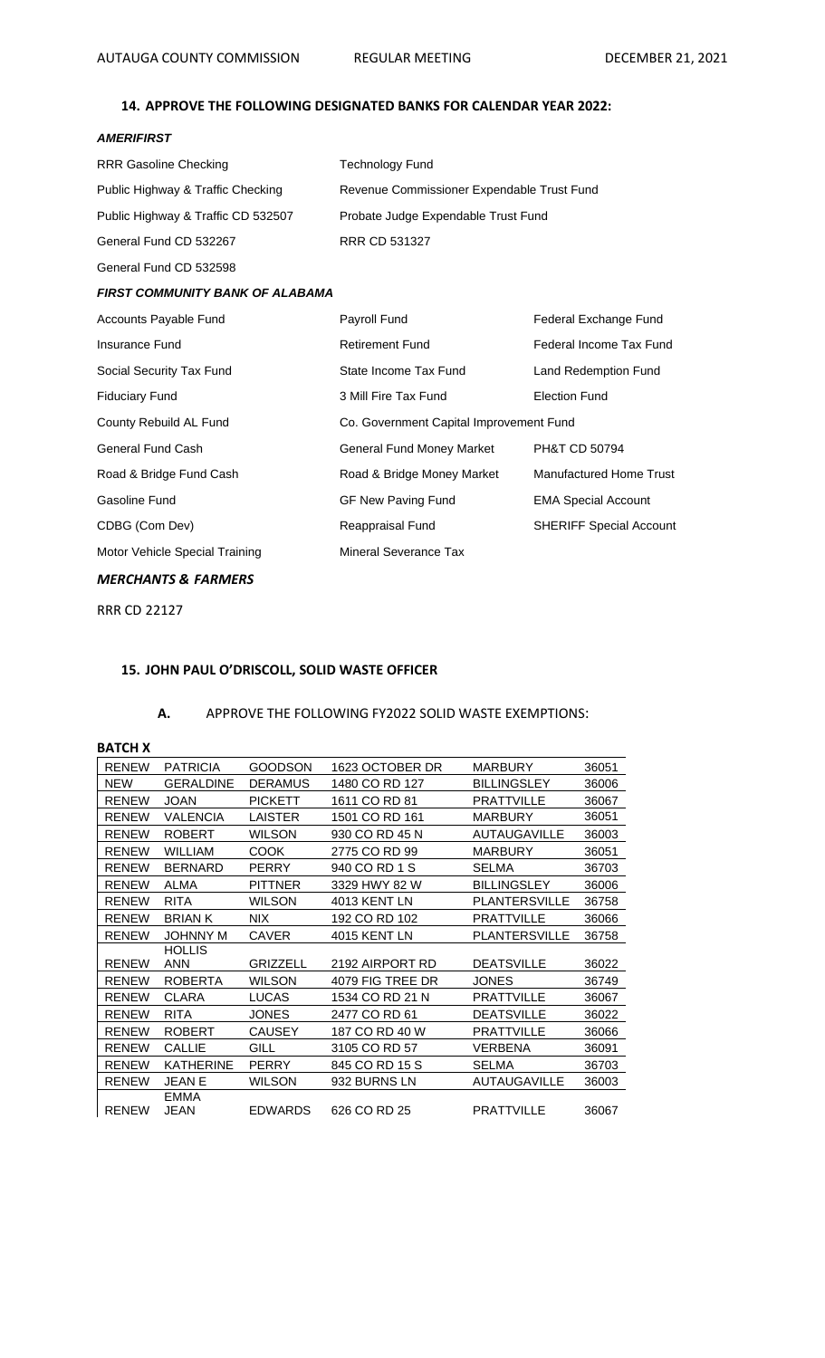## 14. APPROVE THE FOLLOWING DESIGNATED BANKS FOR CALENDAR YEAR 2022:

***AMERIFIRST***

| | |
|---|---|
| RRR Gasoline Checking | Technology Fund |
| Public Highway & Traffic Checking | Revenue Commissioner Expendable Trust Fund |
| Public Highway & Traffic CD 532507 | Probate Judge Expendable Trust Fund |
| General Fund CD 532267 | RRR CD 531327 |
| General Fund CD 532598 | |

***FIRST COMMUNITY BANK OF ALABAMA***

| | | |
|---|---|---|
| Accounts Payable Fund | Payroll Fund | Federal Exchange Fund |
| Insurance Fund | Retirement Fund | Federal Income Tax Fund |
| Social Security Tax Fund | State Income Tax Fund | Land Redemption Fund |
| Fiduciary Fund | 3 Mill Fire Tax Fund | Election Fund |
| County Rebuild AL Fund | Co. Government Capital Improvement Fund | |
| General Fund Cash | General Fund Money Market | PH&T CD 50794 |
| Road & Bridge Fund Cash | Road & Bridge Money Market | Manufactured Home Trust |
| Gasoline Fund | GF New Paving Fund | EMA Special Account |
| CDBG (Com Dev) | Reappraisal Fund | SHERIFF Special Account |
| Motor Vehicle Special Training | Mineral Severance Tax | |

***MERCHANTS & FARMERS***

RRR CD 22127

## 15. JOHN PAUL O'DRISCOLL, SOLID WASTE OFFICER

**A.** APPROVE THE FOLLOWING FY2022 SOLID WASTE EXEMPTIONS:

**BATCH X**

| | | | | | |
|---|---|---|---|---|---|
| RENEW | PATRICIA | GOODSON | 1623 OCTOBER DR | MARBURY | 36051 |
| NEW | GERALDINE | DERAMUS | 1480 CO RD 127 | BILLINGSLEY | 36006 |
| RENEW | JOAN | PICKETT | 1611 CO RD 81 | PRATTVILLE | 36067 |
| RENEW | VALENCIA | LAISTER | 1501 CO RD 161 | MARBURY | 36051 |
| RENEW | ROBERT | WILSON | 930 CO RD 45 N | AUTAUGAVILLE | 36003 |
| RENEW | WILLIAM | COOK | 2775 CO RD 99 | MARBURY | 36051 |
| RENEW | BERNARD | PERRY | 940 CO RD 1 S | SELMA | 36703 |
| RENEW | ALMA | PITTNER | 3329 HWY 82 W | BILLINGSLEY | 36006 |
| RENEW | RITA | WILSON | 4013 KENT LN | PLANTERSVILLE | 36758 |
| RENEW | BRIAN K | NIX | 192 CO RD 102 | PRATTVILLE | 36066 |
| RENEW | JOHNNY M | CAVER | 4015 KENT LN | PLANTERSVILLE | 36758 |
| RENEW | HOLLIS ANN | GRIZZELL | 2192 AIRPORT RD | DEATSVILLE | 36022 |
| RENEW | ROBERTA | WILSON | 4079 FIG TREE DR | JONES | 36749 |
| RENEW | CLARA | LUCAS | 1534 CO RD 21 N | PRATTVILLE | 36067 |
| RENEW | RITA | JONES | 2477 CO RD 61 | DEATSVILLE | 36022 |
| RENEW | ROBERT | CAUSEY | 187 CO RD 40 W | PRATTVILLE | 36066 |
| RENEW | CALLIE | GILL | 3105 CO RD 57 | VERBENA | 36091 |
| RENEW | KATHERINE | PERRY | 845 CO RD 15 S | SELMA | 36703 |
| RENEW | JEAN E | WILSON | 932 BURNS LN | AUTAUGAVILLE | 36003 |
| RENEW | EMMA JEAN | EDWARDS | 626 CO RD 25 | PRATTVILLE | 36067 |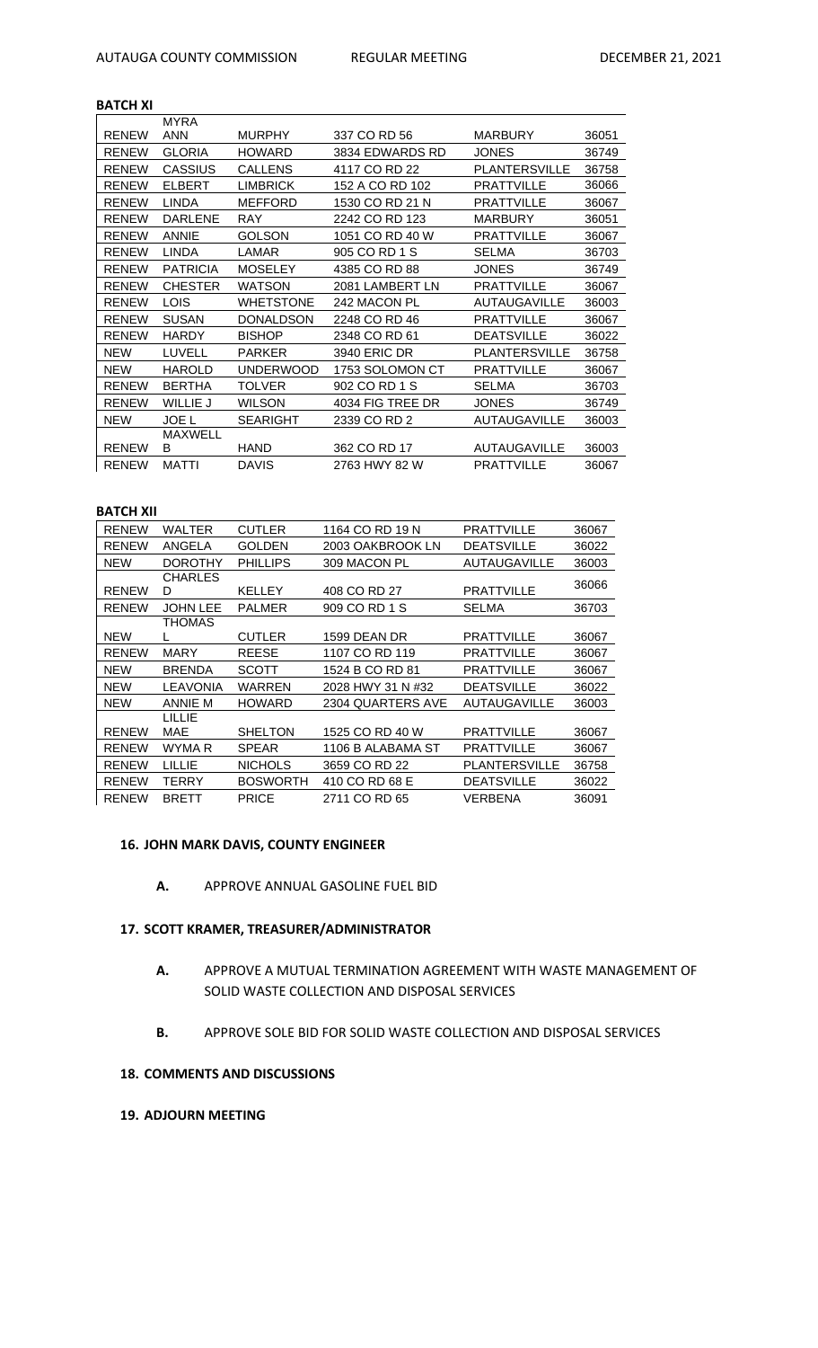**BATCH XI**

| | | | | | |
|---|---|---|---|---|---|
| RENEW | MYRA ANN | MURPHY | 337 CO RD 56 | MARBURY | 36051 |
| RENEW | GLORIA | HOWARD | 3834 EDWARDS RD | JONES | 36749 |
| RENEW | CASSIUS | CALLENS | 4117 CO RD 22 | PLANTERSVILLE | 36758 |
| RENEW | ELBERT | LIMBRICK | 152 A CO RD 102 | PRATTVILLE | 36066 |
| RENEW | LINDA | MEFFORD | 1530 CO RD 21 N | PRATTVILLE | 36067 |
| RENEW | DARLENE | RAY | 2242 CO RD 123 | MARBURY | 36051 |
| RENEW | ANNIE | GOLSON | 1051 CO RD 40 W | PRATTVILLE | 36067 |
| RENEW | LINDA | LAMAR | 905 CO RD 1 S | SELMA | 36703 |
| RENEW | PATRICIA | MOSELEY | 4385 CO RD 88 | JONES | 36749 |
| RENEW | CHESTER | WATSON | 2081 LAMBERT LN | PRATTVILLE | 36067 |
| RENEW | LOIS | WHETSTONE | 242 MACON PL | AUTAUGAVILLE | 36003 |
| RENEW | SUSAN | DONALDSON | 2248 CO RD 46 | PRATTVILLE | 36067 |
| RENEW | HARDY | BISHOP | 2348 CO RD 61 | DEATSVILLE | 36022 |
| NEW | LUVELL | PARKER | 3940 ERIC DR | PLANTERSVILLE | 36758 |
| NEW | HAROLD | UNDERWOOD | 1753 SOLOMON CT | PRATTVILLE | 36067 |
| RENEW | BERTHA | TOLVER | 902 CO RD 1 S | SELMA | 36703 |
| RENEW | WILLIE J | WILSON | 4034 FIG TREE DR | JONES | 36749 |
| NEW | JOE L | SEARIGHT | 2339 CO RD 2 | AUTAUGAVILLE | 36003 |
| RENEW | MAXWELL B | HAND | 362 CO RD 17 | AUTAUGAVILLE | 36003 |
| RENEW | MATTI | DAVIS | 2763 HWY 82 W | PRATTVILLE | 36067 |

**BATCH XII**

| | | | | | |
|---|---|---|---|---|---|
| RENEW | WALTER | CUTLER | 1164 CO RD 19 N | PRATTVILLE | 36067 |
| RENEW | ANGELA | GOLDEN | 2003 OAKBROOK LN | DEATSVILLE | 36022 |
| NEW | DOROTHY | PHILLIPS | 309 MACON PL | AUTAUGAVILLE | 36003 |
| RENEW | CHARLES D | KELLEY | 408 CO RD 27 | PRATTVILLE | 36066 |
| RENEW | JOHN LEE | PALMER | 909 CO RD 1 S | SELMA | 36703 |
| NEW | THOMAS L | CUTLER | 1599 DEAN DR | PRATTVILLE | 36067 |
| RENEW | MARY | REESE | 1107 CO RD 119 | PRATTVILLE | 36067 |
| NEW | BRENDA | SCOTT | 1524 B CO RD 81 | PRATTVILLE | 36067 |
| NEW | LEAVONIA | WARREN | 2028 HWY 31 N #32 | DEATSVILLE | 36022 |
| NEW | ANNIE M | HOWARD | 2304 QUARTERS AVE | AUTAUGAVILLE | 36003 |
| RENEW | LILLIE MAE | SHELTON | 1525 CO RD 40 W | PRATTVILLE | 36067 |
| RENEW | WYMA R | SPEAR | 1106 B ALABAMA ST | PRATTVILLE | 36067 |
| RENEW | LILLIE | NICHOLS | 3659 CO RD 22 | PLANTERSVILLE | 36758 |
| RENEW | TERRY | BOSWORTH | 410 CO RD 68 E | DEATSVILLE | 36022 |
| RENEW | BRETT | PRICE | 2711 CO RD 65 | VERBENA | 36091 |

**16. JOHN MARK DAVIS, COUNTY ENGINEER**

**A.** APPROVE ANNUAL GASOLINE FUEL BID

**17. SCOTT KRAMER, TREASURER/ADMINISTRATOR**

**A.** APPROVE A MUTUAL TERMINATION AGREEMENT WITH WASTE MANAGEMENT OF SOLID WASTE COLLECTION AND DISPOSAL SERVICES

**B.** APPROVE SOLE BID FOR SOLID WASTE COLLECTION AND DISPOSAL SERVICES

**18. COMMENTS AND DISCUSSIONS**

**19. ADJOURN MEETING**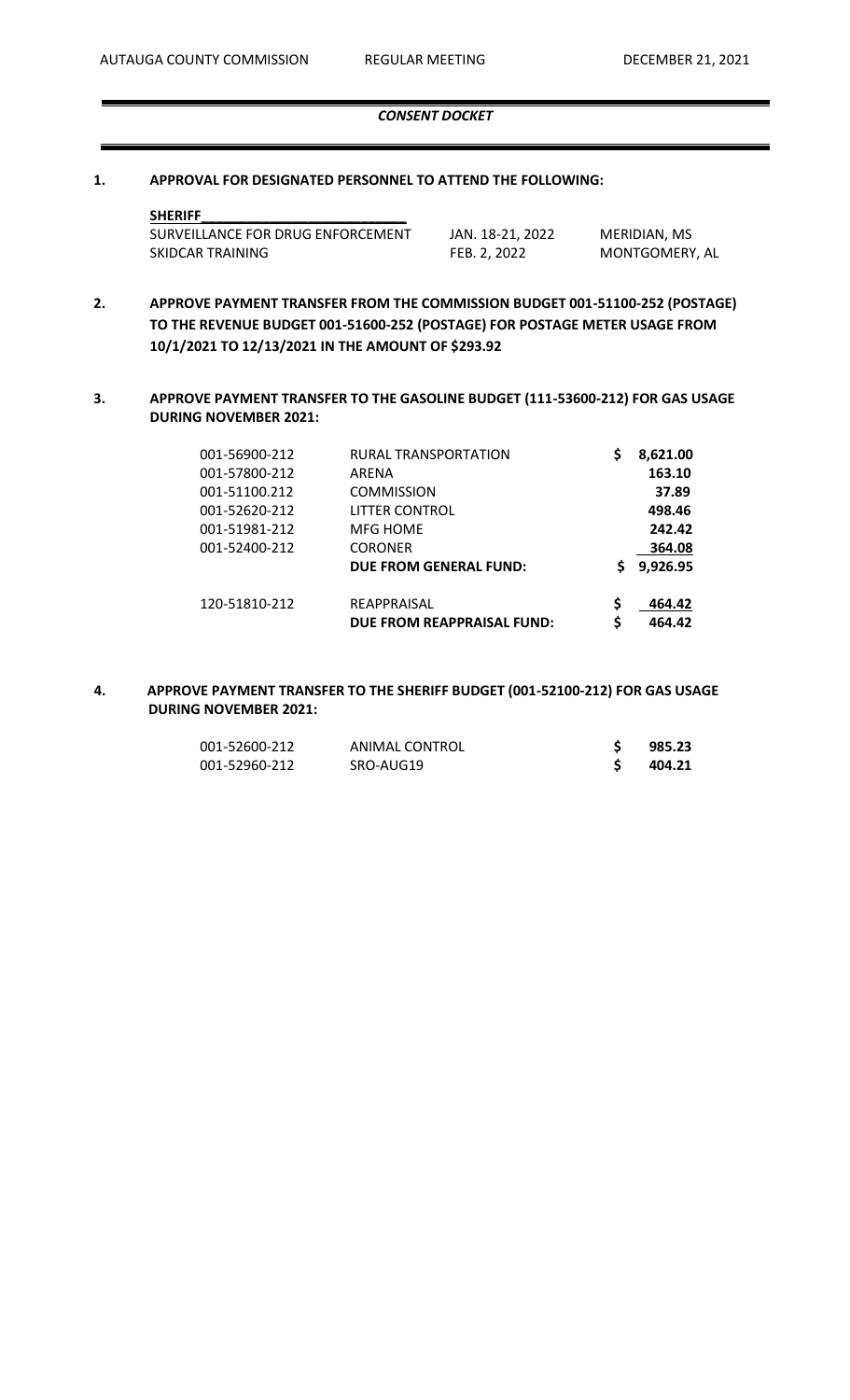# *CONSENT DOCKET*

**1. APPROVAL FOR DESIGNATED PERSONNEL TO ATTEND THE FOLLOWING:**

**SHERIFF**

| | | |
|---|---|---|
| SURVEILLANCE FOR DRUG ENFORCEMENT | JAN. 18-21, 2022 | MERIDIAN, MS |
| SKIDCAR TRAINING | FEB. 2, 2022 | MONTGOMERY, AL |

**2. APPROVE PAYMENT TRANSFER FROM THE COMMISSION BUDGET 001-51100-252 (POSTAGE) TO THE REVENUE BUDGET 001-51600-252 (POSTAGE) FOR POSTAGE METER USAGE FROM 10/1/2021 TO 12/13/2021 IN THE AMOUNT OF $293.92**

**3. APPROVE PAYMENT TRANSFER TO THE GASOLINE BUDGET (111-53600-212) FOR GAS USAGE DURING NOVEMBER 2021:**

| | | |
|---|---|---|
| 001-56900-212 | RURAL TRANSPORTATION | $ 8,621.00 |
| 001-57800-212 | ARENA | 163.10 |
| 001-51100.212 | COMMISSION | 37.89 |
| 001-52620-212 | LITTER CONTROL | 498.46 |
| 001-51981-212 | MFG HOME | 242.42 |
| 001-52400-212 | CORONER | 364.08 |
| | **DUE FROM GENERAL FUND:** | **$ 9,926.95** |
| 120-51810-212 | REAPPRAISAL | $ 464.42 |
| | **DUE FROM REAPPRAISAL FUND:** | **$ 464.42** |

**4. APPROVE PAYMENT TRANSFER TO THE SHERIFF BUDGET (001-52100-212) FOR GAS USAGE DURING NOVEMBER 2021:**

| | | |
|---|---|---|
| 001-52600-212 | ANIMAL CONTROL | $ 985.23 |
| 001-52960-212 | SRO-AUG19 | $ 404.21 |